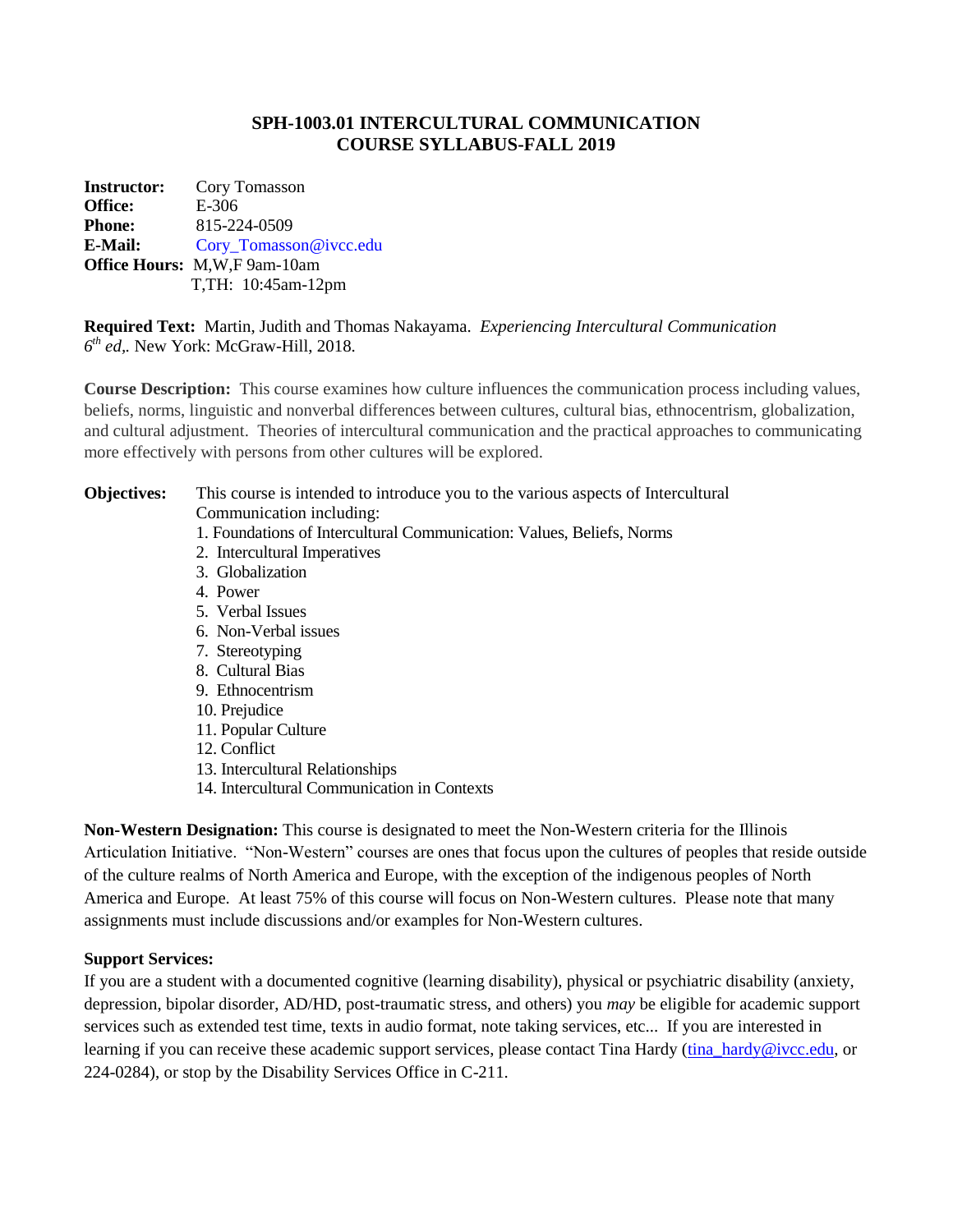# SPH-1003.01 INTERCULTURAL COMMUNICATION
# COURSE SYLLABUS-FALL 2019

**Instructor:** Cory Tomasson
**Office:** E-306
**Phone:** 815-224-0509
**E-Mail:** Cory_Tomasson@ivcc.edu
**Office Hours:** M,W,F 9am-10am
T,TH: 10:45am-12pm

**Required Text:** Martin, Judith and Thomas Nakayama. *Experiencing Intercultural Communication 6th ed,.* New York: McGraw-Hill, 2018.

**Course Description:** This course examines how culture influences the communication process including values, beliefs, norms, linguistic and nonverbal differences between cultures, cultural bias, ethnocentrism, globalization, and cultural adjustment. Theories of intercultural communication and the practical approaches to communicating more effectively with persons from other cultures will be explored.

**Objectives:** This course is intended to introduce you to the various aspects of Intercultural Communication including:

1. Foundations of Intercultural Communication: Values, Beliefs, Norms
2. Intercultural Imperatives
3. Globalization
4. Power
5. Verbal Issues
6. Non-Verbal issues
7. Stereotyping
8. Cultural Bias
9. Ethnocentrism
10. Prejudice
11. Popular Culture
12. Conflict
13. Intercultural Relationships
14. Intercultural Communication in Contexts

**Non-Western Designation:** This course is designated to meet the Non-Western criteria for the Illinois Articulation Initiative. "Non-Western" courses are ones that focus upon the cultures of peoples that reside outside of the culture realms of North America and Europe, with the exception of the indigenous peoples of North America and Europe. At least 75% of this course will focus on Non-Western cultures. Please note that many assignments must include discussions and/or examples for Non-Western cultures.

**Support Services:**
If you are a student with a documented cognitive (learning disability), physical or psychiatric disability (anxiety, depression, bipolar disorder, AD/HD, post-traumatic stress, and others) you *may* be eligible for academic support services such as extended test time, texts in audio format, note taking services, etc... If you are interested in learning if you can receive these academic support services, please contact Tina Hardy (tina_hardy@ivcc.edu, or 224-0284), or stop by the Disability Services Office in C-211.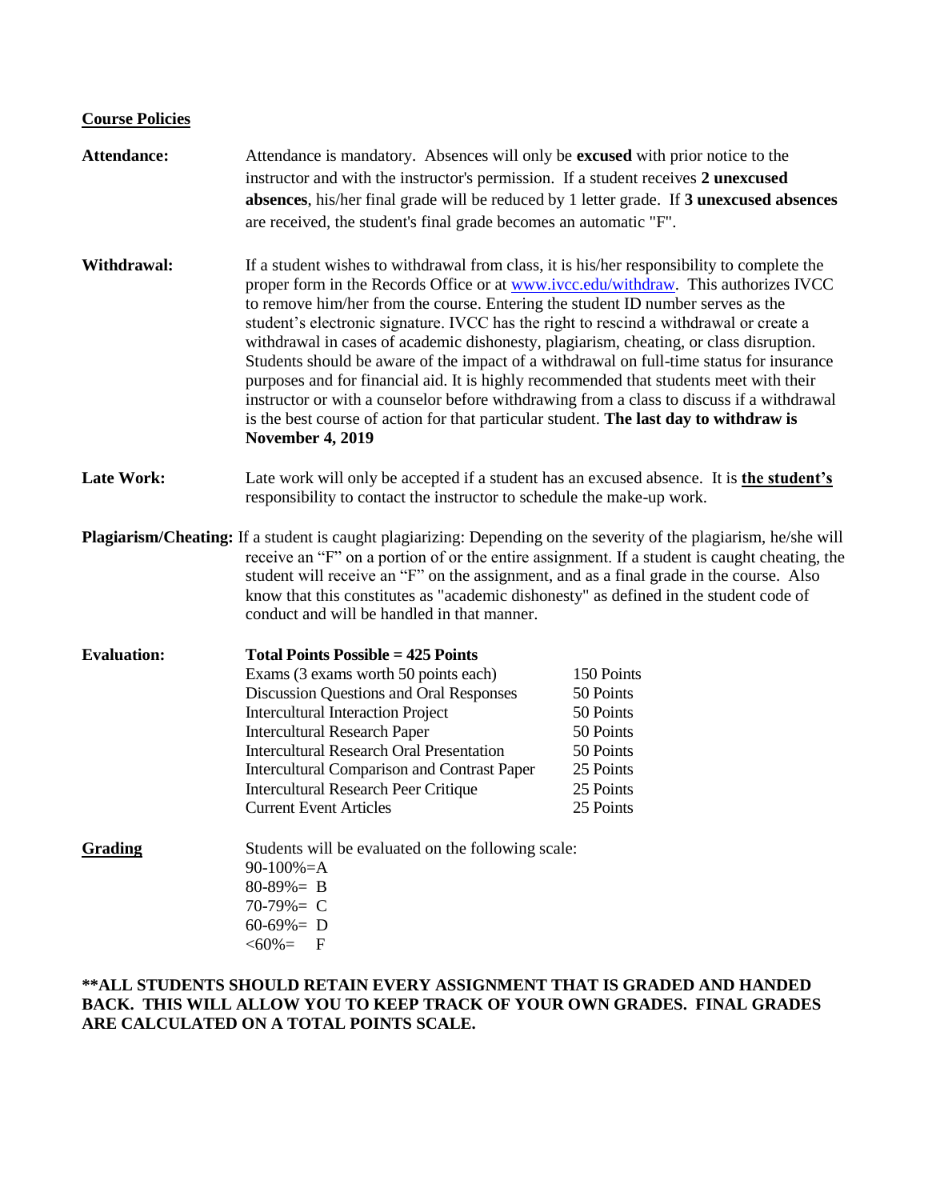## Course Policies

**Attendance:** Attendance is mandatory. Absences will only be **excused** with prior notice to the instructor and with the instructor's permission. If a student receives **2 unexcused absences**, his/her final grade will be reduced by 1 letter grade. If **3 unexcused absences** are received, the student's final grade becomes an automatic "F".

**Withdrawal:** If a student wishes to withdrawal from class, it is his/her responsibility to complete the proper form in the Records Office or at www.ivcc.edu/withdraw. This authorizes IVCC to remove him/her from the course. Entering the student ID number serves as the student's electronic signature. IVCC has the right to rescind a withdrawal or create a withdrawal in cases of academic dishonesty, plagiarism, cheating, or class disruption. Students should be aware of the impact of a withdrawal on full-time status for insurance purposes and for financial aid. It is highly recommended that students meet with their instructor or with a counselor before withdrawing from a class to discuss if a withdrawal is the best course of action for that particular student. **The last day to withdraw is November 4, 2019**

**Late Work:** Late work will only be accepted if a student has an excused absence. It is **the student's** responsibility to contact the instructor to schedule the make-up work.

**Plagiarism/Cheating:** If a student is caught plagiarizing: Depending on the severity of the plagiarism, he/she will receive an "F" on a portion of or the entire assignment. If a student is caught cheating, the student will receive an "F" on the assignment, and as a final grade in the course. Also know that this constitutes as "academic dishonesty" as defined in the student code of conduct and will be handled in that manner.

**Evaluation:**

**Total Points Possible = 425 Points**

| Item | Points |
| --- | --- |
| Exams (3 exams worth 50 points each) | 150 Points |
| Discussion Questions and Oral Responses | 50 Points |
| Intercultural Interaction Project | 50 Points |
| Intercultural Research Paper | 50 Points |
| Intercultural Research Oral Presentation | 50 Points |
| Intercultural Comparison and Contrast Paper | 25 Points |
| Intercultural Research Peer Critique | 25 Points |
| Current Event Articles | 25 Points |

**Grading**

Students will be evaluated on the following scale:

90-100%=A
80-89%= B
70-79%= C
60-69%= D
<60%= F

**\*\*ALL STUDENTS SHOULD RETAIN EVERY ASSIGNMENT THAT IS GRADED AND HANDED BACK. THIS WILL ALLOW YOU TO KEEP TRACK OF YOUR OWN GRADES. FINAL GRADES ARE CALCULATED ON A TOTAL POINTS SCALE.**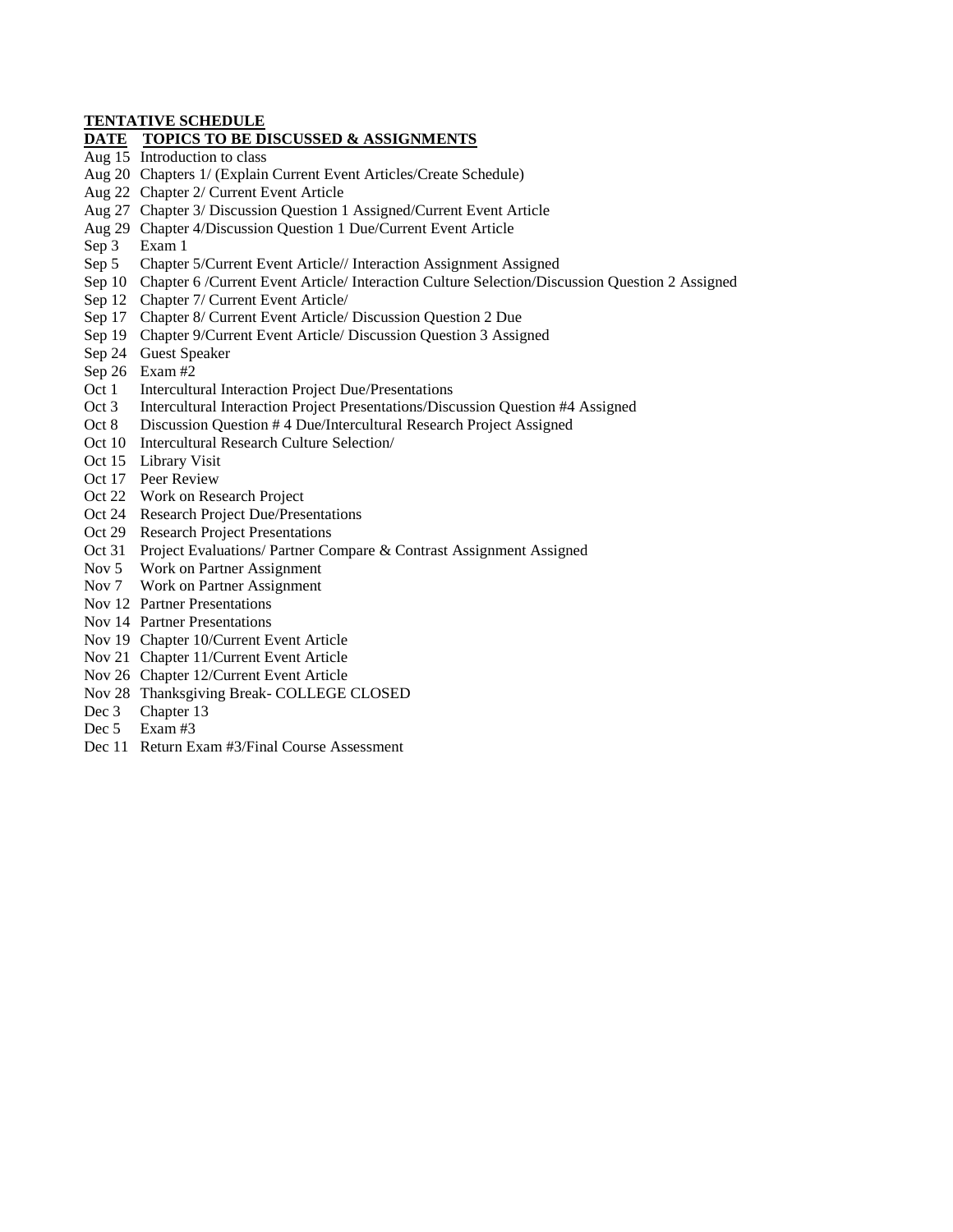**TENTATIVE SCHEDULE**

| DATE | TOPICS TO BE DISCUSSED & ASSIGNMENTS |
|---|---|
| Aug 15 | Introduction to class |
| Aug 20 | Chapters 1/ (Explain Current Event Articles/Create Schedule) |
| Aug 22 | Chapter 2/ Current Event Article |
| Aug 27 | Chapter 3/ Discussion Question 1 Assigned/Current Event Article |
| Aug 29 | Chapter 4/Discussion Question 1 Due/Current Event Article |
| Sep 3 | Exam 1 |
| Sep 5 | Chapter 5/Current Event Article// Interaction Assignment Assigned |
| Sep 10 | Chapter 6 /Current Event Article/ Interaction Culture Selection/Discussion Question 2 Assigned |
| Sep 12 | Chapter 7/ Current Event Article/ |
| Sep 17 | Chapter 8/ Current Event Article/ Discussion Question 2 Due |
| Sep 19 | Chapter 9/Current Event Article/ Discussion Question 3 Assigned |
| Sep 24 | Guest Speaker |
| Sep 26 | Exam #2 |
| Oct 1 | Intercultural Interaction Project Due/Presentations |
| Oct 3 | Intercultural Interaction Project Presentations/Discussion Question #4 Assigned |
| Oct 8 | Discussion Question # 4 Due/Intercultural Research Project Assigned |
| Oct 10 | Intercultural Research Culture Selection/ |
| Oct 15 | Library Visit |
| Oct 17 | Peer Review |
| Oct 22 | Work on Research Project |
| Oct 24 | Research Project Due/Presentations |
| Oct 29 | Research Project Presentations |
| Oct 31 | Project Evaluations/ Partner Compare & Contrast Assignment Assigned |
| Nov 5 | Work on Partner Assignment |
| Nov 7 | Work on Partner Assignment |
| Nov 12 | Partner Presentations |
| Nov 14 | Partner Presentations |
| Nov 19 | Chapter 10/Current Event Article |
| Nov 21 | Chapter 11/Current Event Article |
| Nov 26 | Chapter 12/Current Event Article |
| Nov 28 | Thanksgiving Break- COLLEGE CLOSED |
| Dec 3 | Chapter 13 |
| Dec 5 | Exam #3 |
| Dec 11 | Return Exam #3/Final Course Assessment |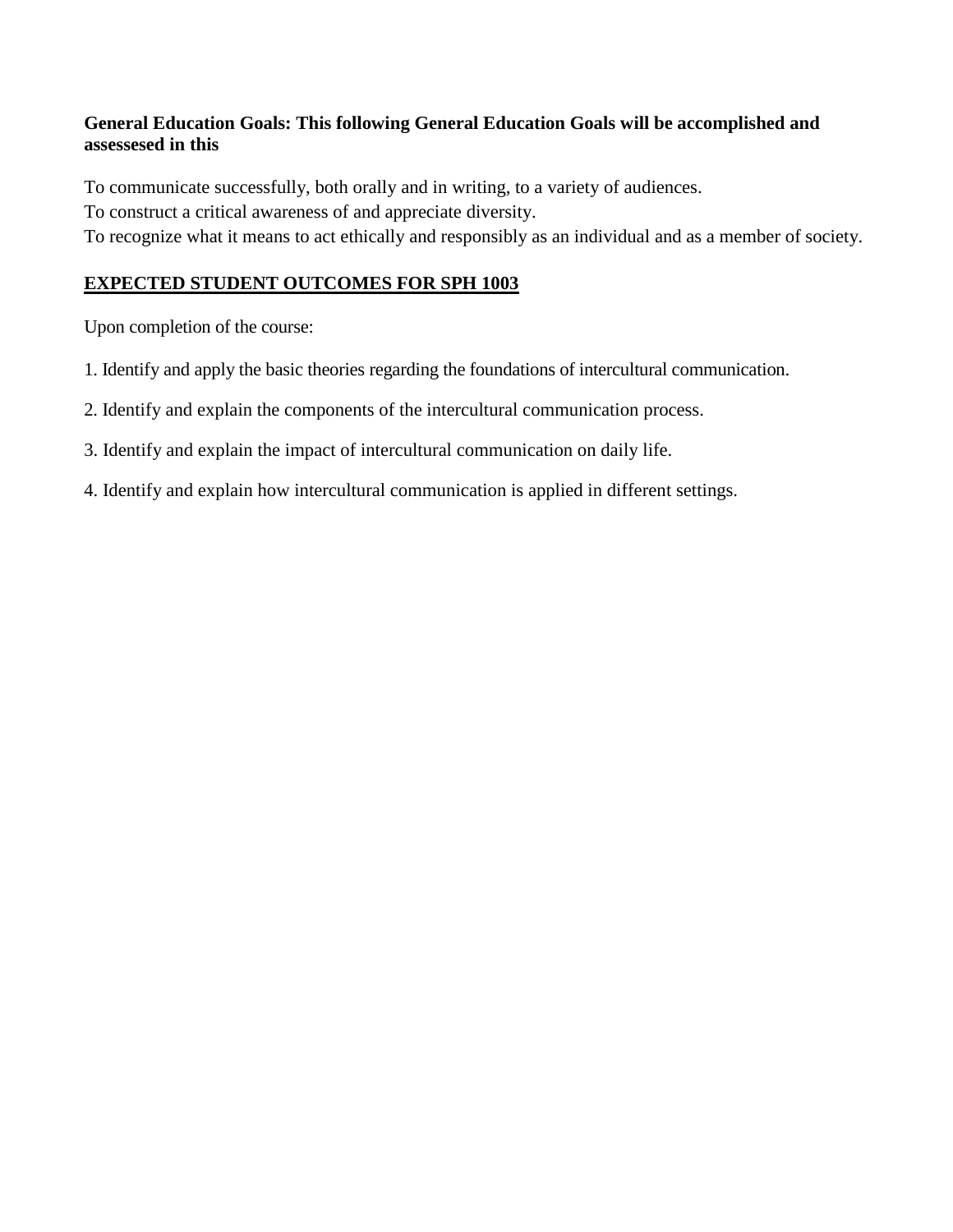**General Education Goals: This following General Education Goals will be accomplished and assessesed in this**

To communicate successfully, both orally and in writing, to a variety of audiences.
To construct a critical awareness of and appreciate diversity.
To recognize what it means to act ethically and responsibly as an individual and as a member of society.

## **EXPECTED STUDENT OUTCOMES FOR SPH 1003**

Upon completion of the course:

1. Identify and apply the basic theories regarding the foundations of intercultural communication.

2. Identify and explain the components of the intercultural communication process.

3. Identify and explain the impact of intercultural communication on daily life.

4. Identify and explain how intercultural communication is applied in different settings.